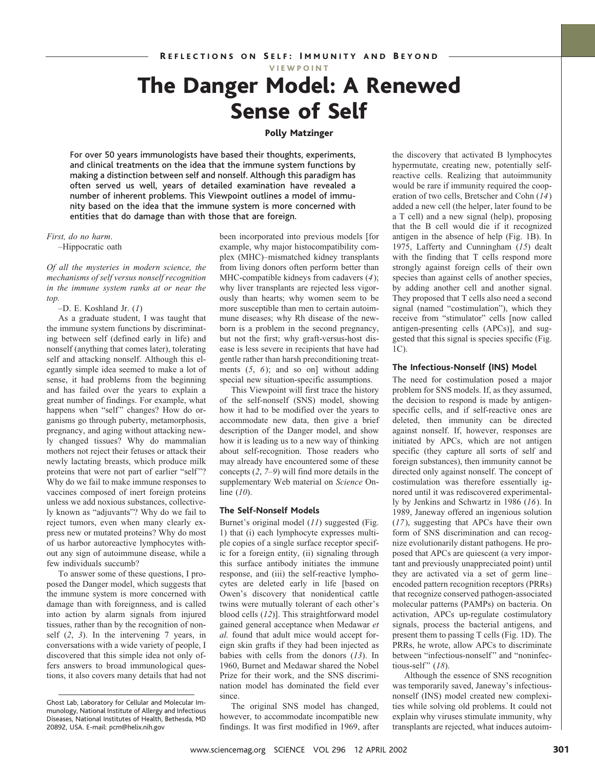REFLECTIONS ON SELF: IMMUNITY AND BEYOND

VIEWPOINT

# The Danger Model: A Renewed Sense of Self

**Polly Matzinger**

**For over 50 years immunologists have based their thoughts, experiments, and clinical treatments on the idea that the immune system functions by making a distinction between self and nonself. Although this paradigm has often served us well, years of detailed examination have revealed a number of inherent problems. This Viewpoint outlines a model of immunity based on the idea that the immune system is more concerned with entities that do damage than with those that are foreign.**

*First, do no harm.*
–Hippocratic oath

*Of all the mysteries in modern science, the mechanisms of self versus nonself recognition in the immune system ranks at or near the top.*
–D. E. Koshland Jr. (*1*)

As a graduate student, I was taught that the immune system functions by discriminating between self (defined early in life) and nonself (anything that comes later), tolerating self and attacking nonself. Although this elegantly simple idea seemed to make a lot of sense, it had problems from the beginning and has failed over the years to explain a great number of findings. For example, what happens when "self" changes? How do organisms go through puberty, metamorphosis, pregnancy, and aging without attacking newly changed tissues? Why do mammalian mothers not reject their fetuses or attack their newly lactating breasts, which produce milk proteins that were not part of earlier "self"? Why do we fail to make immune responses to vaccines composed of inert foreign proteins unless we add noxious substances, collectively known as "adjuvants"? Why do we fail to reject tumors, even when many clearly express new or mutated proteins? Why do most of us harbor autoreactive lymphocytes without any sign of autoimmune disease, while a few individuals succumb?

To answer some of these questions, I proposed the Danger model, which suggests that the immune system is more concerned with damage than with foreignness, and is called into action by alarm signals from injured tissues, rather than by the recognition of nonself (*2*, *3*). In the intervening 7 years, in conversations with a wide variety of people, I discovered that this simple idea not only offers answers to broad immunological questions, it also covers many details that had not been incorporated into previous models [for example, why major histocompatibility complex (MHC)–mismatched kidney transplants from living donors often perform better than MHC-compatible kidneys from cadavers (*4*); why liver transplants are rejected less vigorously than hearts; why women seem to be more susceptible than men to certain autoimmune diseases; why Rh disease of the newborn is a problem in the second pregnancy, but not the first; why graft-versus-host disease is less severe in recipients that have had gentle rather than harsh preconditioning treatments (*5*, *6*); and so on] without adding special new situation-specific assumptions.

This Viewpoint will first trace the history of the self-nonself (SNS) model, showing how it had to be modified over the years to accommodate new data, then give a brief description of the Danger model, and show how it is leading us to a new way of thinking about self-recognition. Those readers who may already have encountered some of these concepts (*2*, *7*–*9*) will find more details in the supplementary Web material on *Science* Online (*10*).

### The Self-Nonself Models

Burnet's original model (*11*) suggested (Fig. 1) that (i) each lymphocyte expresses multiple copies of a single surface receptor specific for a foreign entity, (ii) signaling through this surface antibody initiates the immune response, and (iii) the self-reactive lymphocytes are deleted early in life [based on Owen's discovery that nonidentical cattle twins were mutually tolerant of each other's blood cells (*12*)]. This straightforward model gained general acceptance when Medawar *et al.* found that adult mice would accept foreign skin grafts if they had been injected as babies with cells from the donors (*13*). In 1960, Burnet and Medawar shared the Nobel Prize for their work, and the SNS discrimination model has dominated the field ever since.

The original SNS model has changed, however, to accommodate incompatible new findings. It was first modified in 1969, after the discovery that activated B lymphocytes hypermutate, creating new, potentially self-reactive cells. Realizing that autoimmunity would be rare if immunity required the cooperation of two cells, Bretscher and Cohn (*14*) added a new cell (the helper, later found to be a T cell) and a new signal (help), proposing that the B cell would die if it recognized antigen in the absence of help (Fig. 1B). In 1975, Lafferty and Cunningham (*15*) dealt with the finding that T cells respond more strongly against foreign cells of their own species than against cells of another species, by adding another cell and another signal. They proposed that T cells also need a second signal (named "costimulation"), which they receive from "stimulator" cells [now called antigen-presenting cells (APCs)], and suggested that this signal is species specific (Fig. 1C).

### The Infectious-Nonself (INS) Model

The need for costimulation posed a major problem for SNS models. If, as they assumed, the decision to respond is made by antigen-specific cells, and if self-reactive ones are deleted, then immunity can be directed against nonself. If, however, responses are initiated by APCs, which are not antigen specific (they capture all sorts of self and foreign substances), then immunity cannot be directed only against nonself. The concept of costimulation was therefore essentially ignored until it was rediscovered experimentally by Jenkins and Schwartz in 1986 (*16*). In 1989, Janeway offered an ingenious solution (*17*), suggesting that APCs have their own form of SNS discrimination and can recognize evolutionarily distant pathogens. He proposed that APCs are quiescent (a very important and previously unappreciated point) until they are activated via a set of germ line–encoded pattern recognition receptors (PRRs) that recognize conserved pathogen-associated molecular patterns (PAMPs) on bacteria. On activation, APCs up-regulate costimulatory signals, process the bacterial antigens, and present them to passing T cells (Fig. 1D). The PRRs, he wrote, allow APCs to discriminate between "infectious-nonself" and "noninfectious-self" (*18*).

Although the essence of SNS recognition was temporarily saved, Janeway's infectious-nonself (INS) model created new complexities while solving old problems. It could not explain why viruses stimulate immunity, why transplants are rejected, what induces autoim-

Ghost Lab, Laboratory for Cellular and Molecular Immunology, National Institute of Allergy and Infectious Diseases, National Institutes of Health, Bethesda, MD 20892, USA. E-mail: pcm@helix.nih.gov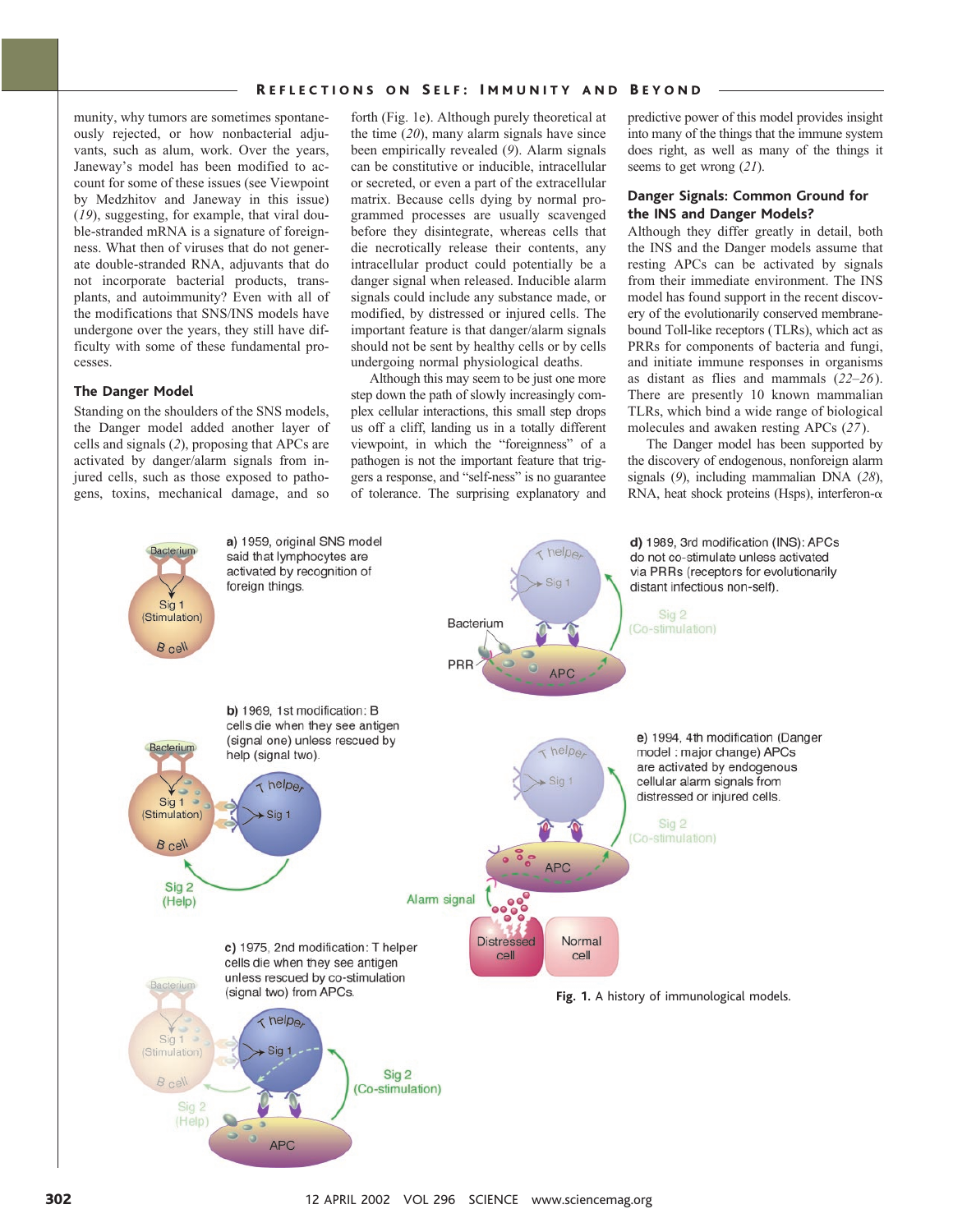munity, why tumors are sometimes spontaneously rejected, or how nonbacterial adjuvants, such as alum, work. Over the years, Janeway's model has been modified to account for some of these issues (see Viewpoint by Medzhitov and Janeway in this issue) (*19*), suggesting, for example, that viral double-stranded mRNA is a signature of foreignness. What then of viruses that do not generate double-stranded RNA, adjuvants that do not incorporate bacterial products, transplants, and autoimmunity? Even with all of the modifications that SNS/INS models have undergone over the years, they still have difficulty with some of these fundamental processes.

### The Danger Model

Standing on the shoulders of the SNS models, the Danger model added another layer of cells and signals (*2*), proposing that APCs are activated by danger/alarm signals from injured cells, such as those exposed to pathogens, toxins, mechanical damage, and so forth (Fig. 1e). Although purely theoretical at the time (*20*), many alarm signals have since been empirically revealed (*9*). Alarm signals can be constitutive or inducible, intracellular or secreted, or even a part of the extracellular matrix. Because cells dying by normal programmed processes are usually scavenged before they disintegrate, whereas cells that die necrotically release their contents, any intracellular product could potentially be a danger signal when released. Inducible alarm signals could include any substance made, or modified, by distressed or injured cells. The important feature is that danger/alarm signals should not be sent by healthy cells or by cells undergoing normal physiological deaths.

Although this may seem to be just one more step down the path of slowly increasingly complex cellular interactions, this small step drops us off a cliff, landing us in a totally different viewpoint, in which the "foreignness" of a pathogen is not the important feature that triggers a response, and "self-ness" is no guarantee of tolerance. The surprising explanatory and predictive power of this model provides insight into many of the things that the immune system does right, as well as many of the things it seems to get wrong (*21*).

### Danger Signals: Common Ground for the INS and Danger Models?

Although they differ greatly in detail, both the INS and the Danger models assume that resting APCs can be activated by signals from their immediate environment. The INS model has found support in the recent discovery of the evolutionarily conserved membrane-bound Toll-like receptors (TLRs), which act as PRRs for components of bacteria and fungi, and initiate immune responses in organisms as distant as flies and mammals (*22*–*26*). There are presently 10 known mammalian TLRs, which bind a wide range of biological molecules and awaken resting APCs (*27*).

The Danger model has been supported by the discovery of endogenous, nonforeign alarm signals (*9*), including mammalian DNA (*28*), RNA, heat shock proteins (Hsps), interferon-α

**a)** 1959, original SNS model said that lymphocytes are activated by recognition of foreign things.

Bacterium
Sig 1 (Stimulation)
B cell

**b)** 1969, 1st modification: B cells die when they see antigen (signal one) unless rescued by help (signal two).

Bacterium
Sig 1 (Stimulation)
B cell
T helper
Sig 1
Sig 2 (Help)

**c)** 1975, 2nd modification: T helper cells die when they see antigen unless rescued by co-stimulation (signal two) from APCs.

Bacterium
Sig 1 (Stimulation)
B cell
Sig 2 (Help)
T helper
Sig 1
Sig 2 (Co-stimulation)
APC

**d)** 1989, 3rd modification (INS): APCs do not co-stimulate unless activated via PRRs (receptors for evolutionarily distant infectious non-self).

T helper
Sig 1
Bacterium
PRR
APC
Sig 2 (Co-stimulation)

**e)** 1994, 4th modification (Danger model : major change) APCs are activated by endogenous cellular alarm signals from distressed or injured cells.

T helper
Sig 1
Sig 2 (Co-stimulation)
APC
Alarm signal
Distressed cell
Normal cell

**Fig. 1.** A history of immunological models.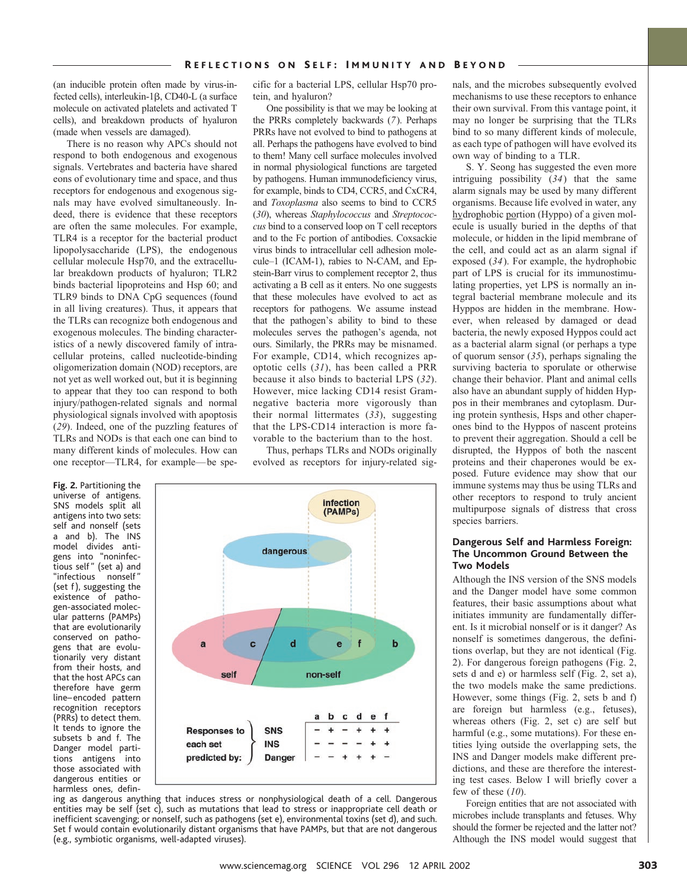(an inducible protein often made by virus-infected cells), interleukin-1β, CD40-L (a surface molecule on activated platelets and activated T cells), and breakdown products of hyaluron (made when vessels are damaged).

There is no reason why APCs should not respond to both endogenous and exogenous signals. Vertebrates and bacteria have shared eons of evolutionary time and space, and thus receptors for endogenous and exogenous signals may have evolved simultaneously. Indeed, there is evidence that these receptors are often the same molecules. For example, TLR4 is a receptor for the bacterial product lipopolysaccharide (LPS), the endogenous cellular molecule Hsp70, and the extracellular breakdown products of hyaluron; TLR2 binds bacterial lipoproteins and Hsp 60; and TLR9 binds to DNA CpG sequences (found in all living creatures). Thus, it appears that the TLRs can recognize both endogenous and exogenous molecules. The binding characteristics of a newly discovered family of intracellular proteins, called nucleotide-binding oligomerization domain (NOD) receptors, are not yet as well worked out, but it is beginning to appear that they too can respond to both injury/pathogen-related signals and normal physiological signals involved with apoptosis (*29*). Indeed, one of the puzzling features of TLRs and NODs is that each one can bind to many different kinds of molecules. How can one receptor—TLR4, for example—be specific for a bacterial LPS, cellular Hsp70 protein, and hyaluron?

One possibility is that we may be looking at the PRRs completely backwards (*7*). Perhaps PRRs have not evolved to bind to pathogens at all. Perhaps the pathogens have evolved to bind to them! Many cell surface molecules involved in normal physiological functions are targeted by pathogens. Human immunodeficiency virus, for example, binds to CD4, CCR5, and CxCR4, and *Toxoplasma* also seems to bind to CCR5 (*30*), whereas *Staphylococcus* and *Streptococcus* bind to a conserved loop on T cell receptors and to the Fc portion of antibodies. Coxsackie virus binds to intracellular cell adhesion molecule–1 (ICAM-1), rabies to N-CAM, and Epstein-Barr virus to complement receptor 2, thus activating a B cell as it enters. No one suggests that these molecules have evolved to act as receptors for pathogens. We assume instead that the pathogen's ability to bind to these molecules serves the pathogen's agenda, not ours. Similarly, the PRRs may be misnamed. For example, CD14, which recognizes apoptotic cells (*31*), has been called a PRR because it also binds to bacterial LPS (*32*). However, mice lacking CD14 resist Gram-negative bacteria more vigorously than their normal littermates (*33*), suggesting that the LPS-CD14 interaction is more favorable to the bacterium than to the host.

Thus, perhaps TLRs and NODs originally evolved as receptors for injury-related signals, and the microbes subsequently evolved mechanisms to use these receptors to enhance their own survival. From this vantage point, it may no longer be surprising that the TLRs bind to so many different kinds of molecules, as each type of pathogen will have evolved its own way of binding to a TLR.

S. Y. Seong has suggested the even more intriguing possibility (*34*) that the same alarm signals may be used by many different organisms. Because life evolved in water, any hydrophobic portion (Hyppo) of a given molecule is usually buried in the depths of that molecule, or hidden in the lipid membrane of the cell, and could act as an alarm signal if exposed (*34*). For example, the hydrophobic part of LPS is crucial for its immunostimulating properties, yet LPS is normally an integral bacterial membrane molecule and its Hyppos are hidden in the membrane. However, when released by damaged or dead bacteria, the newly exposed Hyppos could act as a bacterial alarm signal (or perhaps a type of quorum sensor (*35*), perhaps signaling the surviving bacteria to sporulate or otherwise change their behavior. Plant and animal cells also have an abundant supply of hidden Hyppos in their membranes and cytoplasm. During protein synthesis, Hsps and other chaperones bind to the Hyppos of nascent proteins to prevent their aggregation. Should a cell be disrupted, the Hyppos of both the nascent proteins and their chaperones would be exposed. Future evidence may show that our immune systems may thus be using TLRs and other receptors to respond to truly ancient multipurpose signals of distress that cross species barriers.

### Dangerous Self and Harmless Foreign: The Uncommon Ground Between the Two Models

Although the INS version of the SNS models and the Danger model have some common features, their basic assumptions about what initiates immunity are fundamentally different. Is it microbial nonself or is it danger? As nonself is sometimes dangerous, the definitions overlap, but they are not identical (Fig. 2). For dangerous foreign pathogens (Fig. 2, sets d and e) or harmless self (Fig. 2, set a), the two models make the same predictions. However, some things (Fig. 2, sets b and f) are foreign but harmless (e.g., fetuses), whereas others (Fig. 2, set c) are self but harmful (e.g., some mutations). For these entities lying outside the overlapping sets, the INS and Danger models make different predictions, and these are therefore the interesting test cases. Below I will briefly cover a few of these (*10*).

Foreign entities that are not associated with microbes include transplants and fetuses. Why should the former be rejected and the latter not? Although the INS model would suggest that

infection
(PAMPs)
dangerous
a c d e f b
self
non-self

| Responses to each set predicted by: | a | b | c | d | e | f |
|---|---|---|---|---|---|---|
| SNS | − | + | − | + | + | + |
| INS | − | − | − | − | + | + |
| Danger | − | − | + | + | + | − |

**Fig. 2.** Partitioning the universe of antigens. SNS models split all antigens into two sets: self and nonself (sets a and b). The INS model divides antigens into "noninfectious self" (set a) and "infectious nonself" (set f), suggesting the existence of pathogen-associated molecular patterns (PAMPs) that are evolutionarily conserved on pathogens that are evolutionarily very distant from their hosts, and that the host APCs can therefore have germ line–encoded pattern recognition receptors (PRRs) to detect them. It tends to ignore the subsets b and f. The Danger model partitions antigens into those associated with dangerous entities or harmless ones, defining as dangerous anything that induces stress or nonphysiological death of a cell. Dangerous entities may be self (set c), such as mutations that lead to stress or inappropriate cell death or inefficient scavenging; or nonself, such as pathogens (set e), environmental toxins (set d), and such. Set f would contain evolutionarily distant organisms that have PAMPs, but that are not dangerous (e.g., symbiotic organisms, well-adapted viruses).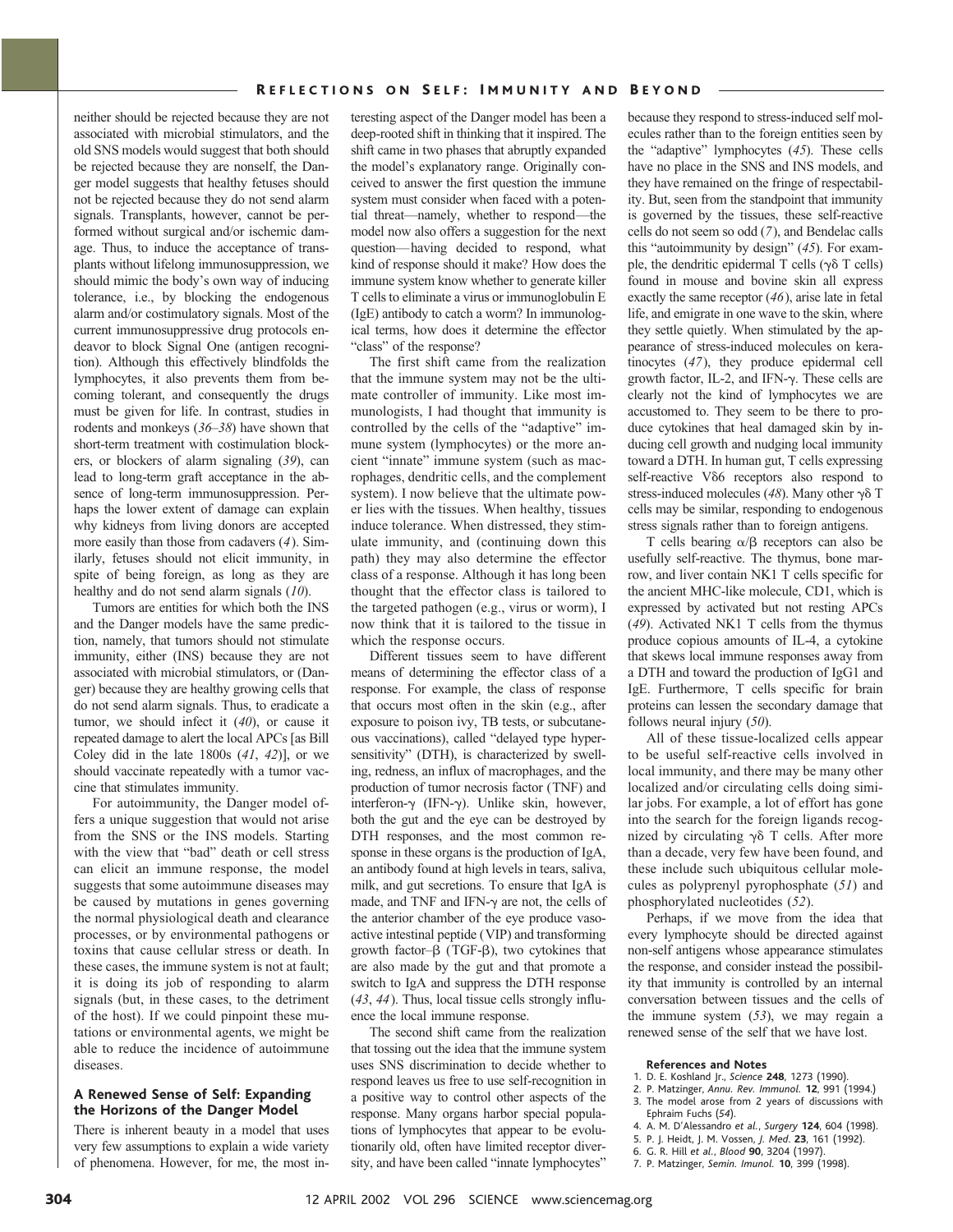neither should be rejected because they are not associated with microbial stimulators, and the old SNS models would suggest that both should be rejected because they are nonself, the Danger model suggests that healthy fetuses should not be rejected because they do not send alarm signals. Transplants, however, cannot be performed without surgical and/or ischemic damage. Thus, to induce the acceptance of transplants without lifelong immunosuppression, we should mimic the body's own way of inducing tolerance, i.e., by blocking the endogenous alarm and/or costimulatory signals. Most of the current immunosuppressive drug protocols endeavor to block Signal One (antigen recognition). Although this effectively blindfolds the lymphocytes, it also prevents them from becoming tolerant, and consequently the drugs must be given for life. In contrast, studies in rodents and monkeys (*36*–*38*) have shown that short-term treatment with costimulation blockers, or blockers of alarm signaling (*39*), can lead to long-term graft acceptance in the absence of long-term immunosuppression. Perhaps the lower extent of damage can explain why kidneys from living donors are accepted more easily than those from cadavers (*4*). Similarly, fetuses should not elicit immunity, in spite of being foreign, as long as they are healthy and do not send alarm signals (*10*).

Tumors are entities for which both the INS and the Danger models have the same prediction, namely, that tumors should not stimulate immunity, either (INS) because they are not associated with microbial stimulators, or (Danger) because they are healthy growing cells that do not send alarm signals. Thus, to eradicate a tumor, we should infect it (*40*), or cause it repeated damage to alert the local APCs [as Bill Coley did in the late 1800s (*41*, *42*)], or we should vaccinate repeatedly with a tumor vaccine that stimulates immunity.

For autoimmunity, the Danger model offers a unique suggestion that would not arise from the SNS or the INS models. Starting with the view that "bad" death or cell stress can elicit an immune response, the model suggests that some autoimmune diseases may be caused by mutations in genes governing the normal physiological death and clearance processes, or by environmental pathogens or toxins that cause cellular stress or death. In these cases, the immune system is not at fault; it is doing its job of responding to alarm signals (but, in these cases, to the detriment of the host). If we could pinpoint these mutations or environmental agents, we might be able to reduce the incidence of autoimmune diseases.

## A Renewed Sense of Self: Expanding the Horizons of the Danger Model

There is inherent beauty in a model that uses very few assumptions to explain a wide variety of phenomena. However, for me, the most interesting aspect of the Danger model has been a deep-rooted shift in thinking that it inspired. The shift came in two phases that abruptly expanded the model's explanatory range. Originally conceived to answer the first question the immune system must consider when faced with a potential threat—namely, whether to respond—the model now also offers a suggestion for the next question—having decided to respond, what kind of response should it make? How does the immune system know whether to generate killer T cells to eliminate a virus or immunoglobulin E (IgE) antibody to catch a worm? In immunological terms, how does it determine the effector "class" of the response?

The first shift came from the realization that the immune system may not be the ultimate controller of immunity. Like most immunologists, I had thought that immunity is controlled by the cells of the "adaptive" immune system (lymphocytes) or the more ancient "innate" immune system (such as macrophages, dendritic cells, and the complement system). I now believe that the ultimate power lies with the tissues. When healthy, tissues induce tolerance. When distressed, they stimulate immunity, and (continuing down this path) they may also determine the effector class of a response. Although it has long been thought that the effector class is tailored to the targeted pathogen (e.g., virus or worm), I now think that it is tailored to the tissue in which the response occurs.

Different tissues seem to have different means of determining the effector class of a response. For example, the class of response that occurs most often in the skin (e.g., after exposure to poison ivy, TB tests, or subcutaneous vaccinations), called "delayed type hypersensitivity" (DTH), is characterized by swelling, redness, an influx of macrophages, and the production of tumor necrosis factor (TNF) and interferon-$\gamma$ (IFN-$\gamma$). Unlike skin, however, both the gut and the eye can be destroyed by DTH responses, and the most common response in these organs is the production of IgA, an antibody found at high levels in tears, saliva, milk, and gut secretions. To ensure that IgA is made, and TNF and IFN-$\gamma$ are not, the cells of the anterior chamber of the eye produce vasoactive intestinal peptide (VIP) and transforming growth factor–$\beta$ (TGF-$\beta$), two cytokines that are also made by the gut and that promote a switch to IgA and suppress the DTH response (*43*, *44*). Thus, local tissue cells strongly influence the local immune response.

The second shift came from the realization that tossing out the idea that the immune system uses SNS discrimination to decide whether to respond leaves us free to use self-recognition in a positive way to control other aspects of the response. Many organs harbor special populations of lymphocytes that appear to be evolutionarily old, often have limited receptor diversity, and have been called "innate lymphocytes" because they respond to stress-induced self molecules rather than to the foreign entities seen by the "adaptive" lymphocytes (*45*). These cells have no place in the SNS and INS models, and they have remained on the fringe of respectability. But, seen from the standpoint that immunity is governed by the tissues, these self-reactive cells do not seem so odd (*7*), and Bendelac calls this "autoimmunity by design" (*45*). For example, the dendritic epidermal T cells ($\gamma\delta$ T cells) found in mouse and bovine skin all express exactly the same receptor (*46*), arise late in fetal life, and emigrate in one wave to the skin, where they settle quietly. When stimulated by the appearance of stress-induced molecules on keratinocytes (*47*), they produce epidermal cell growth factor, IL-2, and IFN-$\gamma$. These cells are clearly not the kind of lymphocytes we are accustomed to. They seem to be there to produce cytokines that heal damaged skin by inducing cell growth and nudging local immunity toward a DTH. In human gut, T cells expressing self-reactive V$\delta$6 receptors also respond to stress-induced molecules (*48*). Many other $\gamma\delta$ T cells may be similar, responding to endogenous stress signals rather than to foreign antigens.

T cells bearing $\alpha/\beta$ receptors can also be usefully self-reactive. The thymus, bone marrow, and liver contain NK1 T cells specific for the ancient MHC-like molecule, CD1, which is expressed by activated but not resting APCs (*49*). Activated NK1 T cells from the thymus produce copious amounts of IL-4, a cytokine that skews local immune responses away from a DTH and toward the production of IgG1 and IgE. Furthermore, T cells specific for brain proteins can lessen the secondary damage that follows neural injury (*50*).

All of these tissue-localized cells appear to be useful self-reactive cells involved in local immunity, and there may be many other localized and/or circulating cells doing similar jobs. For example, a lot of effort has gone into the search for the foreign ligands recognized by circulating $\gamma\delta$ T cells. After more than a decade, very few have been found, and these include such ubiquitous cellular molecules as polyprenyl pyrophosphate (*51*) and phosphorylated nucleotides (*52*).

Perhaps, if we move from the idea that every lymphocyte should be directed against non-self antigens whose appearance stimulates the response, and consider instead the possibility that immunity is controlled by an internal conversation between tissues and the cells of the immune system (*53*), we may regain a renewed sense of the self that we have lost.

### References and Notes

1. D. E. Koshland Jr., *Science* **248**, 1273 (1990).
2. P. Matzinger, *Annu. Rev. Immunol.* **12**, 991 (1994.)
3. The model arose from 2 years of discussions with Ephraim Fuchs (*54*).
4. A. M. D'Alessandro *et al.*, *Surgery* **124**, 604 (1998).
5. P. J. Heidt, J. M. Vossen, *J. Med.* **23**, 161 (1992).
6. G. R. Hill *et al.*, *Blood* **90**, 3204 (1997).
7. P. Matzinger, *Semin. Imunol.* **10**, 399 (1998).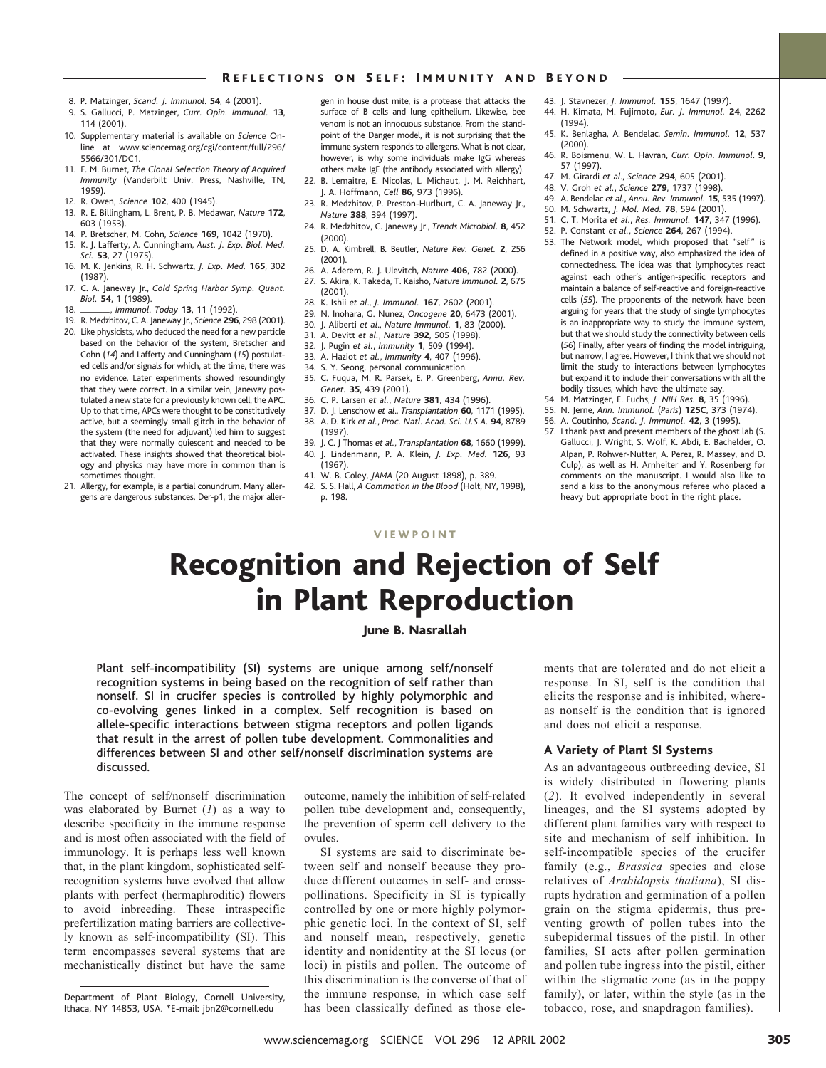8. P. Matzinger, *Scand. J. Immunol.* **54**, 4 (2001).
9. S. Gallucci, P. Matzinger, *Curr. Opin. Immunol.* **13**, 114 (2001).
10. Supplementary material is available on *Science* Online at www.sciencemag.org/cgi/content/full/296/5566/301/DC1.
11. F. M. Burnet, *The Clonal Selection Theory of Acquired Immunity* (Vanderbilt Univ. Press, Nashville, TN, 1959).
12. R. Owen, *Science* **102**, 400 (1945).
13. R. E. Billingham, L. Brent, P. B. Medawar, *Nature* **172**, 603 (1953).
14. P. Bretscher, M. Cohn, *Science* **169**, 1042 (1970).
15. K. J. Lafferty, A. Cunningham, *Aust. J. Exp. Biol. Med. Sci.* **53**, 27 (1975).
16. M. K. Jenkins, R. H. Schwartz, *J. Exp. Med.* **165**, 302 (1987).
17. C. A. Janeway Jr., *Cold Spring Harbor Symp. Quant. Biol.* **54**, 1 (1989).
18. ———, *Immunol. Today* **13**, 11 (1992).
19. R. Medzhitov, C. A. Janeway Jr., *Science* **296**, 298 (2001).
20. Like physicists, who deduced the need for a new particle based on the behavior of the system, Bretscher and Cohn (*14*) and Lafferty and Cunningham (*15*) postulated cells and/or signals for which, at the time, there was no evidence. Later experiments showed resoundingly that they were correct. In a similar vein, Janeway postulated a new state for a previously known cell, the APC. Up to that time, APCs were thought to be constitutively active, but a seemingly small glitch in the behavior of the system (the need for adjuvant) led him to suggest that they were normally quiescent and needed to be activated. These insights showed that theoretical biology and physics may have more in common than is sometimes thought.
21. Allergy, for example, is a partial conundrum. Many allergens are dangerous substances. Der-p1, the major allergen in house dust mite, is a protease that attacks the surface of B cells and lung epithelium. Likewise, bee venom is not an innocuous substance. From the standpoint of the Danger model, it is not surprising that the immune system responds to allergens. What is not clear, however, is why some individuals make IgG whereas others make IgE (the antibody associated with allergy).
22. B. Lemaitre, E. Nicolas, L. Michaut, J. M. Reichhart, J. A. Hoffmann, *Cell* **86**, 973 (1996).
23. R. Medzhitov, P. Preston-Hurlburt, C. A. Janeway Jr., *Nature* **388**, 394 (1997).
24. R. Medzhitov, C. Janeway Jr., *Trends Microbiol.* **8**, 452 (2000).
25. D. A. Kimbrell, B. Beutler, *Nature Rev. Genet.* **2**, 256 (2001).
26. A. Aderem, R. J. Ulevitch, *Nature* **406**, 782 (2000).
27. S. Akira, K. Takeda, T. Kaisho, *Nature Immunol.* **2**, 675 (2001).
28. K. Ishii *et al.*, *J. Immunol.* **167**, 2602 (2001).
29. N. Inohara, G. Nunez, *Oncogene* **20**, 6473 (2001).
30. J. Aliberti *et al.*, *Nature Immunol.* **1**, 83 (2000).
31. A. Devitt *et al.*, *Nature* **392**, 505 (1998).
32. J. Pugin *et al.*, *Immunity* **1**, 509 (1994).
33. A. Haziot *et al.*, *Immunity* **4**, 407 (1996).
34. S. Y. Seong, personal communication.
35. C. Fuqua, M. R. Parsek, E. P. Greenberg, *Annu. Rev. Genet.* **35**, 439 (2001).
36. C. P. Larsen *et al.*, *Nature* **381**, 434 (1996).
37. D. J. Lenschow *et al.*, *Transplantation* **60**, 1171 (1995).
38. A. D. Kirk *et al.*, *Proc. Natl. Acad. Sci. U.S.A.* **94**, 8789 (1997).
39. J. C. J Thomas *et al.*, *Transplantation* **68**, 1660 (1999).
40. J. Lindenmann, P. A. Klein, *J. Exp. Med.* **126**, 93 (1967).
41. W. B. Coley, *JAMA* (20 August 1898), p. 389.
42. S. S. Hall, *A Commotion in the Blood* (Holt, NY, 1998), p. 198.
43. J. Stavnezer, *J. Immunol.* **155**, 1647 (1997).
44. H. Kimata, M. Fujimoto, *Eur. J. Immunol.* **24**, 2262 (1994).
45. K. Benlagha, A. Bendelac, *Semin. Immunol.* **12**, 537 (2000).
46. R. Boismenu, W. L. Havran, *Curr. Opin. Immunol.* **9**, 57 (1997).
47. M. Girardi *et al.*, *Science* **294**, 605 (2001).
48. V. Groh *et al.*, *Science* **279**, 1737 (1998).
49. A. Bendelac *et al.*, *Annu. Rev. Immunol.* **15**, 535 (1997).
50. M. Schwartz, *J. Mol. Med.* **78**, 594 (2001).
51. C. T. Morita *et al.*, *Res. Immunol.* **147**, 347 (1996).
52. P. Constant *et al.*, *Science* **264**, 267 (1994).
53. The Network model, which proposed that "self" is defined in a positive way, also emphasized the idea of connectedness. The idea was that lymphocytes react against each other's antigen-specific receptors and maintain a balance of self-reactive and foreign-reactive cells (*55*). The proponents of the network have been arguing for years that the study of single lymphocytes is an inappropriate way to study the immune system, but that we should study the connectivity between cells (*56*) Finally, after years of finding the model intriguing, but narrow, I agree. However, I think that we should not limit the study to interactions between lymphocytes but expand it to include their conversations with all the bodily tissues, which have the ultimate say.
54. M. Matzinger, E. Fuchs, *J. NIH Res.* **8**, 35 (1996).
55. N. Jerne, *Ann. Immunol.* (*Paris*) **125C**, 373 (1974).
56. A. Coutinho, *Scand. J. Immunol.* **42**, 3 (1995).
57. I thank past and present members of the ghost lab (S. Gallucci, J. Wright, S. Wolf, K. Abdi, E. Bachelder, O. Alpan, P. Rohwer-Nutter, A. Perez, R. Massey, and D. Culp), as well as H. Arnheiter and Y. Rosenberg for comments on the manuscript. I would also like to send a kiss to the anonymous referee who placed a heavy but appropriate boot in the right place.

VIEWPOINT

# Recognition and Rejection of Self in Plant Reproduction

**June B. Nasrallah**

**Plant self-incompatibility (SI) systems are unique among self/nonself recognition systems in being based on the recognition of self rather than nonself. SI in crucifer species is controlled by highly polymorphic and co-evolving genes linked in a complex. Self recognition is based on allele-specific interactions between stigma receptors and pollen ligands that result in the arrest of pollen tube development. Commonalities and differences between SI and other self/nonself discrimination systems are discussed.**

The concept of self/nonself discrimination was elaborated by Burnet (*1*) as a way to describe specificity in the immune response and is most often associated with the field of immunology. It is perhaps less well known that, in the plant kingdom, sophisticated self-recognition systems have evolved that allow plants with perfect (hermaphroditic) flowers to avoid inbreeding. These intraspecific prefertilization mating barriers are collectively known as self-incompatibility (SI). This term encompasses several systems that are mechanistically distinct but have the same outcome, namely the inhibition of self-related pollen tube development and, consequently, the prevention of sperm cell delivery to the ovules.

SI systems are said to discriminate between self and nonself because they produce different outcomes in self- and cross-pollinations. Specificity in SI is typically controlled by one or more highly polymorphic genetic loci. In the context of SI, self and nonself mean, respectively, genetic identity and nonidentity at the SI locus (or loci) in pistils and pollen. The outcome of this discrimination is the converse of that of the immune response, in which case self has been classically defined as those elements that are tolerated and do not elicit a response. In SI, self is the condition that elicits the response and is inhibited, whereas nonself is the condition that is ignored and does not elicit a response.

Department of Plant Biology, Cornell University, Ithaca, NY 14853, USA. *E-mail: jbn2@cornell.edu

### A Variety of Plant SI Systems

As an advantageous outbreeding device, SI is widely distributed in flowering plants (*2*). It evolved independently in several lineages, and the SI systems adopted by different plant families vary with respect to site and mechanism of self inhibition. In self-incompatible species of the crucifer family (e.g., *Brassica* species and close relatives of *Arabidopsis thaliana*), SI disrupts hydration and germination of a pollen grain on the stigma epidermis, thus preventing growth of pollen tubes into the subepidermal tissues of the pistil. In other families, SI acts after pollen germination and pollen tube ingress into the pistil, either within the stigmatic zone (as in the poppy family), or later, within the style (as in the tobacco, rose, and snapdragon families).